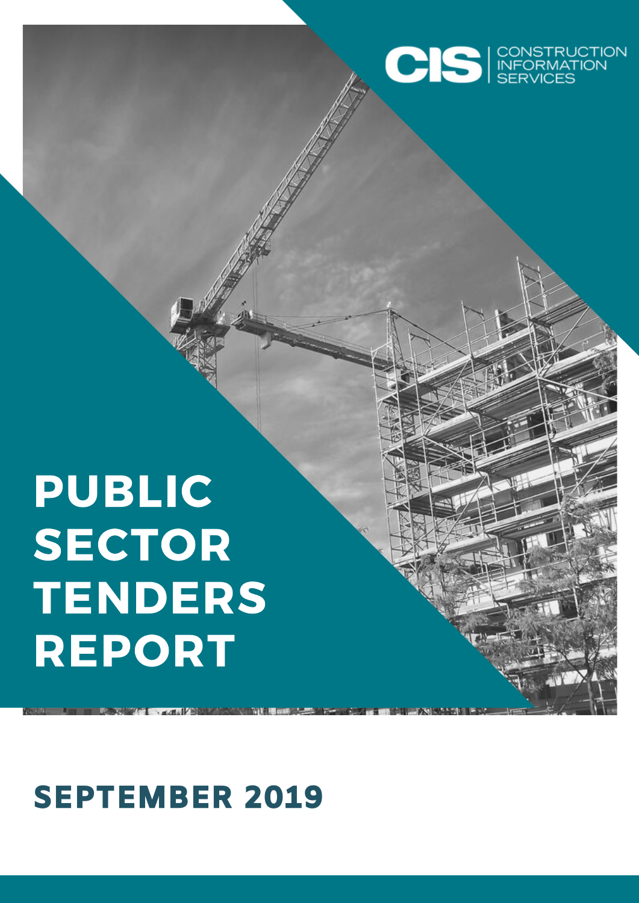CIS | CONSTRUCTION INFORMATION SERVICES

# PUBLIC SECTOR TENDERS REPORT

## SEPTEMBER 2019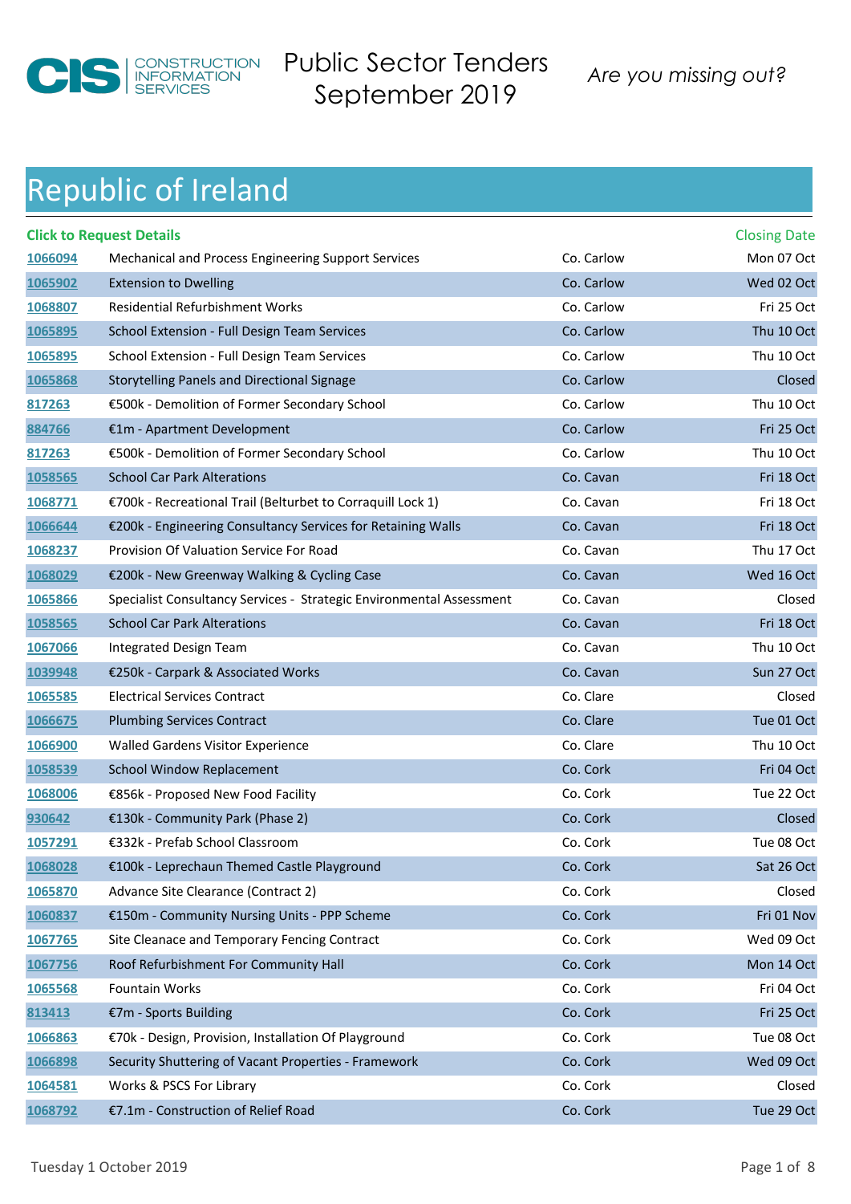# Public Sector Tenders September 2019

*Are you missing out?*

## Republic of Ireland

| Click to Request Details | | | Closing Date |
|---|---|---|---|
| 1066094 | Mechanical and Process Engineering Support Services | Co. Carlow | Mon 07 Oct |
| 1065902 | Extension to Dwelling | Co. Carlow | Wed 02 Oct |
| 1068807 | Residential Refurbishment Works | Co. Carlow | Fri 25 Oct |
| 1065895 | School Extension - Full Design Team Services | Co. Carlow | Thu 10 Oct |
| 1065895 | School Extension - Full Design Team Services | Co. Carlow | Thu 10 Oct |
| 1065868 | Storytelling Panels and Directional Signage | Co. Carlow | Closed |
| 817263 | €500k - Demolition of Former Secondary School | Co. Carlow | Thu 10 Oct |
| 884766 | €1m - Apartment Development | Co. Carlow | Fri 25 Oct |
| 817263 | €500k - Demolition of Former Secondary School | Co. Carlow | Thu 10 Oct |
| 1058565 | School Car Park Alterations | Co. Cavan | Fri 18 Oct |
| 1068771 | €700k - Recreational Trail (Belturbet to Corraquill Lock 1) | Co. Cavan | Fri 18 Oct |
| 1066644 | €200k - Engineering Consultancy Services for Retaining Walls | Co. Cavan | Fri 18 Oct |
| 1068237 | Provision Of Valuation Service For Road | Co. Cavan | Thu 17 Oct |
| 1068029 | €200k - New Greenway Walking & Cycling Case | Co. Cavan | Wed 16 Oct |
| 1065866 | Specialist Consultancy Services - Strategic Environmental Assessment | Co. Cavan | Closed |
| 1058565 | School Car Park Alterations | Co. Cavan | Fri 18 Oct |
| 1067066 | Integrated Design Team | Co. Cavan | Thu 10 Oct |
| 1039948 | €250k - Carpark & Associated Works | Co. Cavan | Sun 27 Oct |
| 1065585 | Electrical Services Contract | Co. Clare | Closed |
| 1066675 | Plumbing Services Contract | Co. Clare | Tue 01 Oct |
| 1066900 | Walled Gardens Visitor Experience | Co. Clare | Thu 10 Oct |
| 1058539 | School Window Replacement | Co. Cork | Fri 04 Oct |
| 1068006 | €856k - Proposed New Food Facility | Co. Cork | Tue 22 Oct |
| 930642 | €130k - Community Park (Phase 2) | Co. Cork | Closed |
| 1057291 | €332k - Prefab School Classroom | Co. Cork | Tue 08 Oct |
| 1068028 | €100k - Leprechaun Themed Castle Playground | Co. Cork | Sat 26 Oct |
| 1065870 | Advance Site Clearance (Contract 2) | Co. Cork | Closed |
| 1060837 | €150m - Community Nursing Units - PPP Scheme | Co. Cork | Fri 01 Nov |
| 1067765 | Site Cleanace and Temporary Fencing Contract | Co. Cork | Wed 09 Oct |
| 1067756 | Roof Refurbishment For Community Hall | Co. Cork | Mon 14 Oct |
| 1065568 | Fountain Works | Co. Cork | Fri 04 Oct |
| 813413 | €7m - Sports Building | Co. Cork | Fri 25 Oct |
| 1066863 | €70k - Design, Provision, Installation Of Playground | Co. Cork | Tue 08 Oct |
| 1066898 | Security Shuttering of Vacant Properties - Framework | Co. Cork | Wed 09 Oct |
| 1064581 | Works & PSCS For Library | Co. Cork | Closed |
| 1068792 | €7.1m - Construction of Relief Road | Co. Cork | Tue 29 Oct |

Tuesday 1 October 2019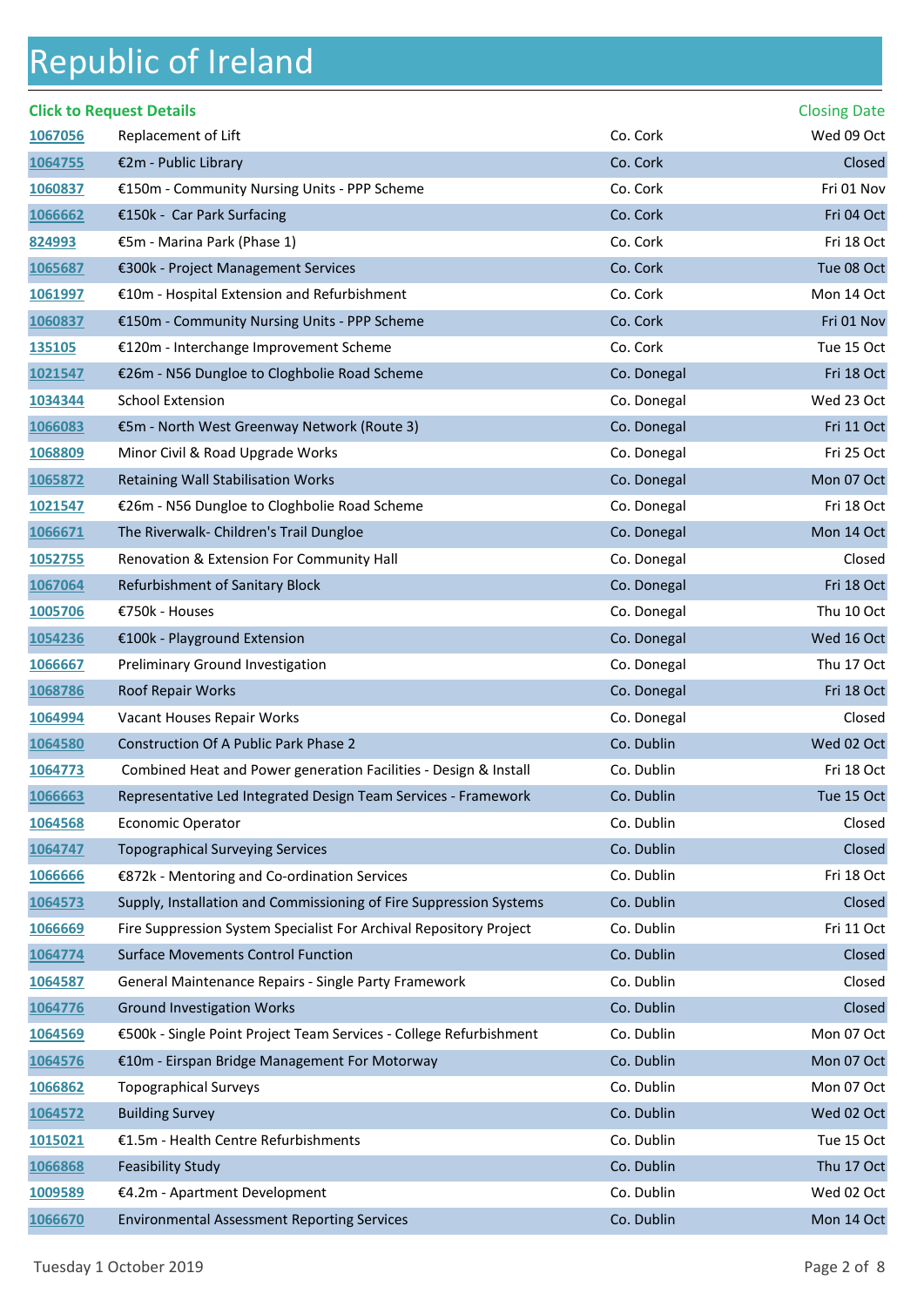# Republic of Ireland

| Click to Request Details | | | Closing Date |
|---|---|---|---|
| 1067056 | Replacement of Lift | Co. Cork | Wed 09 Oct |
| 1064755 | €2m - Public Library | Co. Cork | Closed |
| 1060837 | €150m - Community Nursing Units - PPP Scheme | Co. Cork | Fri 01 Nov |
| 1066662 | €150k - Car Park Surfacing | Co. Cork | Fri 04 Oct |
| 824993 | €5m - Marina Park (Phase 1) | Co. Cork | Fri 18 Oct |
| 1065687 | €300k - Project Management Services | Co. Cork | Tue 08 Oct |
| 1061997 | €10m - Hospital Extension and Refurbishment | Co. Cork | Mon 14 Oct |
| 1060837 | €150m - Community Nursing Units - PPP Scheme | Co. Cork | Fri 01 Nov |
| 135105 | €120m - Interchange Improvement Scheme | Co. Cork | Tue 15 Oct |
| 1021547 | €26m - N56 Dungloe to Cloghbolie Road Scheme | Co. Donegal | Fri 18 Oct |
| 1034344 | School Extension | Co. Donegal | Wed 23 Oct |
| 1066083 | €5m - North West Greenway Network (Route 3) | Co. Donegal | Fri 11 Oct |
| 1068809 | Minor Civil & Road Upgrade Works | Co. Donegal | Fri 25 Oct |
| 1065872 | Retaining Wall Stabilisation Works | Co. Donegal | Mon 07 Oct |
| 1021547 | €26m - N56 Dungloe to Cloghbolie Road Scheme | Co. Donegal | Fri 18 Oct |
| 1066671 | The Riverwalk- Children's Trail Dungloe | Co. Donegal | Mon 14 Oct |
| 1052755 | Renovation & Extension For Community Hall | Co. Donegal | Closed |
| 1067064 | Refurbishment of Sanitary Block | Co. Donegal | Fri 18 Oct |
| 1005706 | €750k - Houses | Co. Donegal | Thu 10 Oct |
| 1054236 | €100k - Playground Extension | Co. Donegal | Wed 16 Oct |
| 1066667 | Preliminary Ground Investigation | Co. Donegal | Thu 17 Oct |
| 1068786 | Roof Repair Works | Co. Donegal | Fri 18 Oct |
| 1064994 | Vacant Houses Repair Works | Co. Donegal | Closed |
| 1064580 | Construction Of A Public Park Phase 2 | Co. Dublin | Wed 02 Oct |
| 1064773 | Combined Heat and Power generation Facilities - Design & Install | Co. Dublin | Fri 18 Oct |
| 1066663 | Representative Led Integrated Design Team Services - Framework | Co. Dublin | Tue 15 Oct |
| 1064568 | Economic Operator | Co. Dublin | Closed |
| 1064747 | Topographical Surveying Services | Co. Dublin | Closed |
| 1066666 | €872k - Mentoring and Co-ordination Services | Co. Dublin | Fri 18 Oct |
| 1064573 | Supply, Installation and Commissioning of Fire Suppression Systems | Co. Dublin | Closed |
| 1066669 | Fire Suppression System Specialist For Archival Repository Project | Co. Dublin | Fri 11 Oct |
| 1064774 | Surface Movements Control Function | Co. Dublin | Closed |
| 1064587 | General Maintenance Repairs - Single Party Framework | Co. Dublin | Closed |
| 1064776 | Ground Investigation Works | Co. Dublin | Closed |
| 1064569 | €500k - Single Point Project Team Services - College Refurbishment | Co. Dublin | Mon 07 Oct |
| 1064576 | €10m - Eirspan Bridge Management For Motorway | Co. Dublin | Mon 07 Oct |
| 1066862 | Topographical Surveys | Co. Dublin | Mon 07 Oct |
| 1064572 | Building Survey | Co. Dublin | Wed 02 Oct |
| 1015021 | €1.5m - Health Centre Refurbishments | Co. Dublin | Tue 15 Oct |
| 1066868 | Feasibility Study | Co. Dublin | Thu 17 Oct |
| 1009589 | €4.2m - Apartment Development | Co. Dublin | Wed 02 Oct |
| 1066670 | Environmental Assessment Reporting Services | Co. Dublin | Mon 14 Oct |

Tuesday 1 October 2019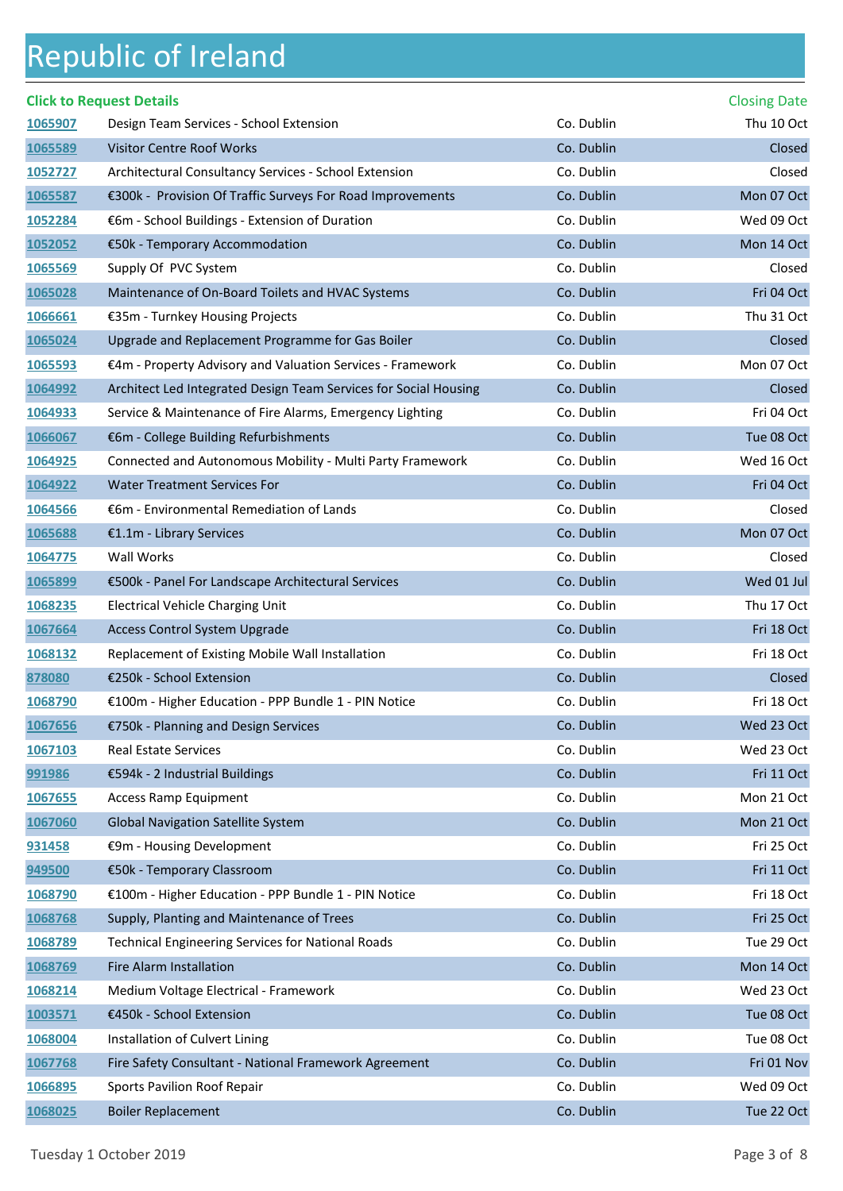# Republic of Ireland

| Click to Request Details | | | Closing Date |
|---|---|---|---|
| 1065907 | Design Team Services - School Extension | Co. Dublin | Thu 10 Oct |
| 1065589 | Visitor Centre Roof Works | Co. Dublin | Closed |
| 1052727 | Architectural Consultancy Services - School Extension | Co. Dublin | Closed |
| 1065587 | €300k - Provision Of Traffic Surveys For Road Improvements | Co. Dublin | Mon 07 Oct |
| 1052284 | €6m - School Buildings - Extension of Duration | Co. Dublin | Wed 09 Oct |
| 1052052 | €50k - Temporary Accommodation | Co. Dublin | Mon 14 Oct |
| 1065569 | Supply Of PVC System | Co. Dublin | Closed |
| 1065028 | Maintenance of On-Board Toilets and HVAC Systems | Co. Dublin | Fri 04 Oct |
| 1066661 | €35m - Turnkey Housing Projects | Co. Dublin | Thu 31 Oct |
| 1065024 | Upgrade and Replacement Programme for Gas Boiler | Co. Dublin | Closed |
| 1065593 | €4m - Property Advisory and Valuation Services - Framework | Co. Dublin | Mon 07 Oct |
| 1064992 | Architect Led Integrated Design Team Services for Social Housing | Co. Dublin | Closed |
| 1064933 | Service & Maintenance of Fire Alarms, Emergency Lighting | Co. Dublin | Fri 04 Oct |
| 1066067 | €6m - College Building Refurbishments | Co. Dublin | Tue 08 Oct |
| 1064925 | Connected and Autonomous Mobility - Multi Party Framework | Co. Dublin | Wed 16 Oct |
| 1064922 | Water Treatment Services For | Co. Dublin | Fri 04 Oct |
| 1064566 | €6m - Environmental Remediation of Lands | Co. Dublin | Closed |
| 1065688 | €1.1m - Library Services | Co. Dublin | Mon 07 Oct |
| 1064775 | Wall Works | Co. Dublin | Closed |
| 1065899 | €500k - Panel For Landscape Architectural Services | Co. Dublin | Wed 01 Jul |
| 1068235 | Electrical Vehicle Charging Unit | Co. Dublin | Thu 17 Oct |
| 1067664 | Access Control System Upgrade | Co. Dublin | Fri 18 Oct |
| 1068132 | Replacement of Existing Mobile Wall Installation | Co. Dublin | Fri 18 Oct |
| 878080 | €250k - School Extension | Co. Dublin | Closed |
| 1068790 | €100m - Higher Education - PPP Bundle 1 - PIN Notice | Co. Dublin | Fri 18 Oct |
| 1067656 | €750k - Planning and Design Services | Co. Dublin | Wed 23 Oct |
| 1067103 | Real Estate Services | Co. Dublin | Wed 23 Oct |
| 991986 | €594k - 2 Industrial Buildings | Co. Dublin | Fri 11 Oct |
| 1067655 | Access Ramp Equipment | Co. Dublin | Mon 21 Oct |
| 1067060 | Global Navigation Satellite System | Co. Dublin | Mon 21 Oct |
| 931458 | €9m - Housing Development | Co. Dublin | Fri 25 Oct |
| 949500 | €50k - Temporary Classroom | Co. Dublin | Fri 11 Oct |
| 1068790 | €100m - Higher Education - PPP Bundle 1 - PIN Notice | Co. Dublin | Fri 18 Oct |
| 1068768 | Supply, Planting and Maintenance of Trees | Co. Dublin | Fri 25 Oct |
| 1068789 | Technical Engineering Services for National Roads | Co. Dublin | Tue 29 Oct |
| 1068769 | Fire Alarm Installation | Co. Dublin | Mon 14 Oct |
| 1068214 | Medium Voltage Electrical - Framework | Co. Dublin | Wed 23 Oct |
| 1003571 | €450k - School Extension | Co. Dublin | Tue 08 Oct |
| 1068004 | Installation of Culvert Lining | Co. Dublin | Tue 08 Oct |
| 1067768 | Fire Safety Consultant - National Framework Agreement | Co. Dublin | Fri 01 Nov |
| 1066895 | Sports Pavilion Roof Repair | Co. Dublin | Wed 09 Oct |
| 1068025 | Boiler Replacement | Co. Dublin | Tue 22 Oct |

Tuesday 1 October 2019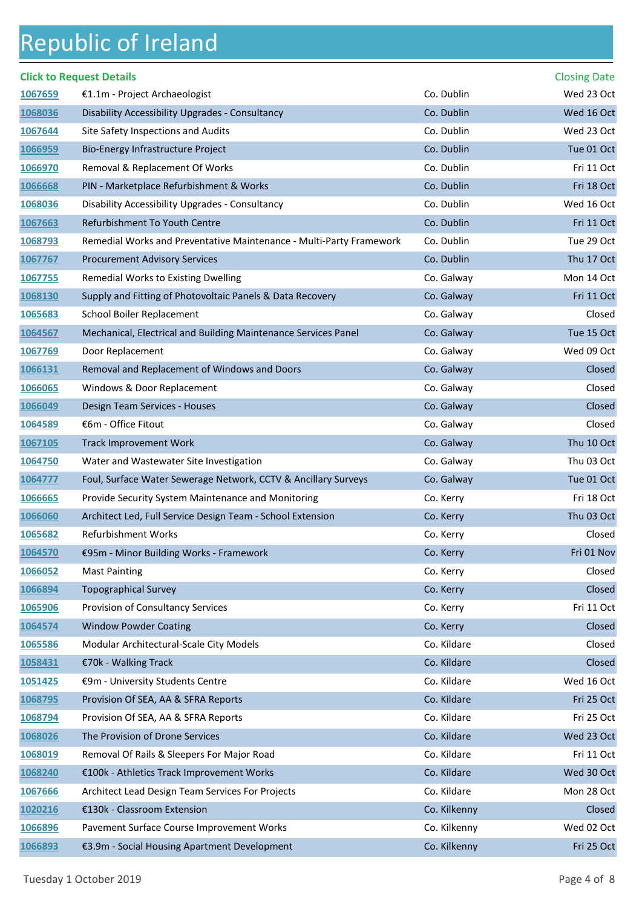# Republic of Ireland

| Click to Request Details | | | Closing Date |
|---|---|---|---|
| 1067659 | €1.1m - Project Archaeologist | Co. Dublin | Wed 23 Oct |
| 1068036 | Disability Accessibility Upgrades - Consultancy | Co. Dublin | Wed 16 Oct |
| 1067644 | Site Safety Inspections and Audits | Co. Dublin | Wed 23 Oct |
| 1066959 | Bio-Energy Infrastructure Project | Co. Dublin | Tue 01 Oct |
| 1066970 | Removal & Replacement Of Works | Co. Dublin | Fri 11 Oct |
| 1066668 | PIN - Marketplace Refurbishment & Works | Co. Dublin | Fri 18 Oct |
| 1068036 | Disability Accessibility Upgrades - Consultancy | Co. Dublin | Wed 16 Oct |
| 1067663 | Refurbishment To Youth Centre | Co. Dublin | Fri 11 Oct |
| 1068793 | Remedial Works and Preventative Maintenance - Multi-Party Framework | Co. Dublin | Tue 29 Oct |
| 1067767 | Procurement Advisory Services | Co. Dublin | Thu 17 Oct |
| 1067755 | Remedial Works to Existing Dwelling | Co. Galway | Mon 14 Oct |
| 1068130 | Supply and Fitting of Photovoltaic Panels & Data Recovery | Co. Galway | Fri 11 Oct |
| 1065683 | School Boiler Replacement | Co. Galway | Closed |
| 1064567 | Mechanical, Electrical and Building Maintenance Services Panel | Co. Galway | Tue 15 Oct |
| 1067769 | Door Replacement | Co. Galway | Wed 09 Oct |
| 1066131 | Removal and Replacement of Windows and Doors | Co. Galway | Closed |
| 1066065 | Windows & Door Replacement | Co. Galway | Closed |
| 1066049 | Design Team Services - Houses | Co. Galway | Closed |
| 1064589 | €6m - Office Fitout | Co. Galway | Closed |
| 1067105 | Track Improvement Work | Co. Galway | Thu 10 Oct |
| 1064750 | Water and Wastewater Site Investigation | Co. Galway | Thu 03 Oct |
| 1064777 | Foul, Surface Water Sewerage Network, CCTV & Ancillary Surveys | Co. Galway | Tue 01 Oct |
| 1066665 | Provide Security System Maintenance and Monitoring | Co. Kerry | Fri 18 Oct |
| 1066060 | Architect Led, Full Service Design Team - School Extension | Co. Kerry | Thu 03 Oct |
| 1065682 | Refurbishment Works | Co. Kerry | Closed |
| 1064570 | €95m - Minor Building Works - Framework | Co. Kerry | Fri 01 Nov |
| 1066052 | Mast Painting | Co. Kerry | Closed |
| 1066894 | Topographical Survey | Co. Kerry | Closed |
| 1065906 | Provision of Consultancy Services | Co. Kerry | Fri 11 Oct |
| 1064574 | Window Powder Coating | Co. Kerry | Closed |
| 1065586 | Modular Architectural-Scale City Models | Co. Kildare | Closed |
| 1058431 | €70k - Walking Track | Co. Kildare | Closed |
| 1051425 | €9m - University Students Centre | Co. Kildare | Wed 16 Oct |
| 1068795 | Provision Of SEA, AA & SFRA Reports | Co. Kildare | Fri 25 Oct |
| 1068794 | Provision Of SEA, AA & SFRA Reports | Co. Kildare | Fri 25 Oct |
| 1068026 | The Provision of Drone Services | Co. Kildare | Wed 23 Oct |
| 1068019 | Removal Of Rails & Sleepers For Major Road | Co. Kildare | Fri 11 Oct |
| 1068240 | €100k - Athletics Track Improvement Works | Co. Kildare | Wed 30 Oct |
| 1067666 | Architect Lead Design Team Services For Projects | Co. Kildare | Mon 28 Oct |
| 1020216 | €130k - Classroom Extension | Co. Kilkenny | Closed |
| 1066896 | Pavement Surface Course Improvement Works | Co. Kilkenny | Wed 02 Oct |
| 1066893 | €3.9m - Social Housing Apartment Development | Co. Kilkenny | Fri 25 Oct |

Tuesday 1 October 2019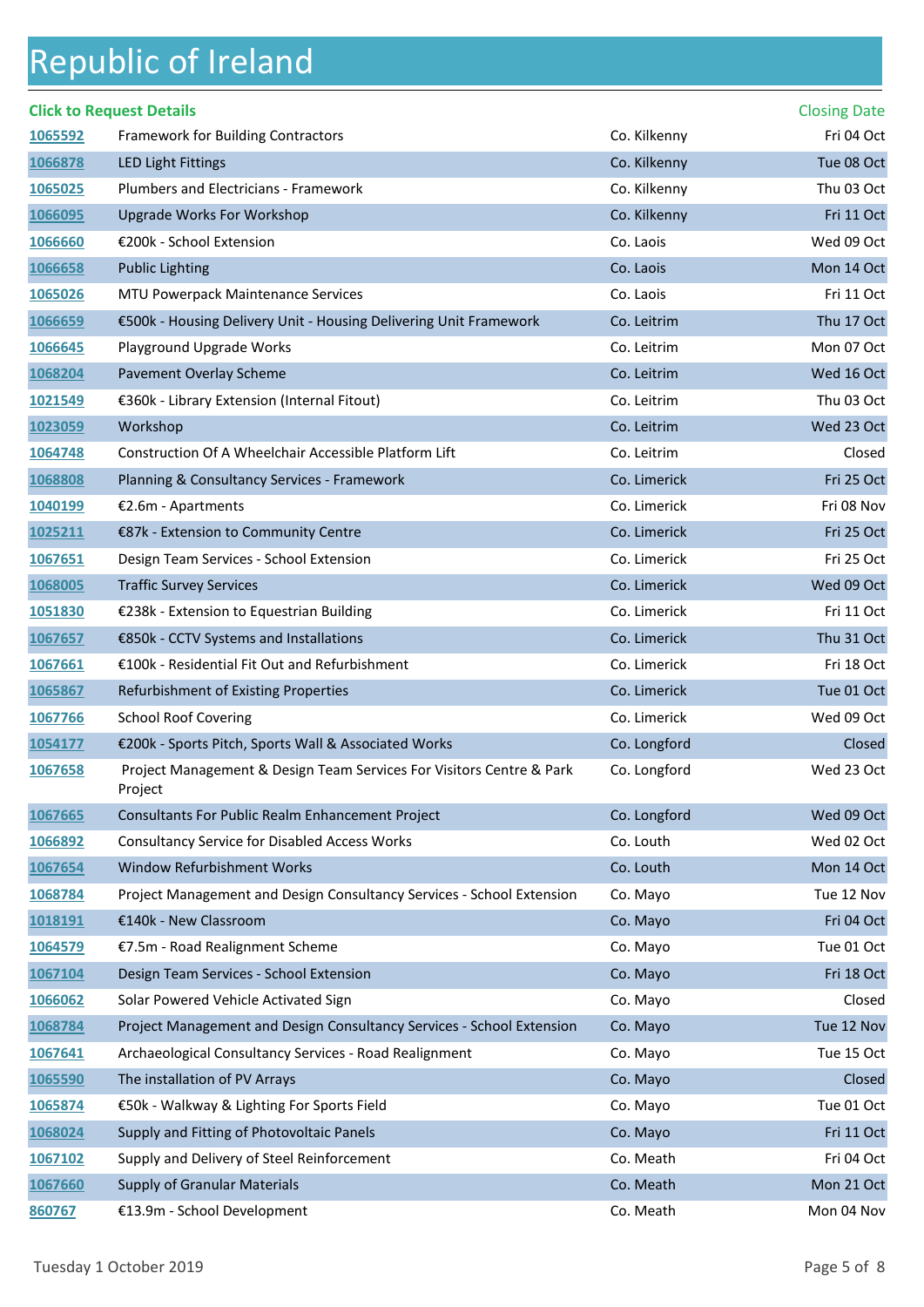# Republic of Ireland

| Click to Request Details | | | Closing Date |
|---|---|---|---|
| 1065592 | Framework for Building Contractors | Co. Kilkenny | Fri 04 Oct |
| 1066878 | LED Light Fittings | Co. Kilkenny | Tue 08 Oct |
| 1065025 | Plumbers and Electricians - Framework | Co. Kilkenny | Thu 03 Oct |
| 1066095 | Upgrade Works For Workshop | Co. Kilkenny | Fri 11 Oct |
| 1066660 | €200k - School Extension | Co. Laois | Wed 09 Oct |
| 1066658 | Public Lighting | Co. Laois | Mon 14 Oct |
| 1065026 | MTU Powerpack Maintenance Services | Co. Laois | Fri 11 Oct |
| 1066659 | €500k - Housing Delivery Unit - Housing Delivering Unit Framework | Co. Leitrim | Thu 17 Oct |
| 1066645 | Playground Upgrade Works | Co. Leitrim | Mon 07 Oct |
| 1068204 | Pavement Overlay Scheme | Co. Leitrim | Wed 16 Oct |
| 1021549 | €360k - Library Extension (Internal Fitout) | Co. Leitrim | Thu 03 Oct |
| 1023059 | Workshop | Co. Leitrim | Wed 23 Oct |
| 1064748 | Construction Of A Wheelchair Accessible Platform Lift | Co. Leitrim | Closed |
| 1068808 | Planning & Consultancy Services - Framework | Co. Limerick | Fri 25 Oct |
| 1040199 | €2.6m - Apartments | Co. Limerick | Fri 08 Nov |
| 1025211 | €87k - Extension to Community Centre | Co. Limerick | Fri 25 Oct |
| 1067651 | Design Team Services - School Extension | Co. Limerick | Fri 25 Oct |
| 1068005 | Traffic Survey Services | Co. Limerick | Wed 09 Oct |
| 1051830 | €238k - Extension to Equestrian Building | Co. Limerick | Fri 11 Oct |
| 1067657 | €850k - CCTV Systems and Installations | Co. Limerick | Thu 31 Oct |
| 1067661 | €100k - Residential Fit Out and Refurbishment | Co. Limerick | Fri 18 Oct |
| 1065867 | Refurbishment of Existing Properties | Co. Limerick | Tue 01 Oct |
| 1067766 | School Roof Covering | Co. Limerick | Wed 09 Oct |
| 1054177 | €200k - Sports Pitch, Sports Wall & Associated Works | Co. Longford | Closed |
| 1067658 | Project Management & Design Team Services For Visitors Centre & Park Project | Co. Longford | Wed 23 Oct |
| 1067665 | Consultants For Public Realm Enhancement Project | Co. Longford | Wed 09 Oct |
| 1066892 | Consultancy Service for Disabled Access Works | Co. Louth | Wed 02 Oct |
| 1067654 | Window Refurbishment Works | Co. Louth | Mon 14 Oct |
| 1068784 | Project Management and Design Consultancy Services - School Extension | Co. Mayo | Tue 12 Nov |
| 1018191 | €140k - New Classroom | Co. Mayo | Fri 04 Oct |
| 1064579 | €7.5m - Road Realignment Scheme | Co. Mayo | Tue 01 Oct |
| 1067104 | Design Team Services - School Extension | Co. Mayo | Fri 18 Oct |
| 1066062 | Solar Powered Vehicle Activated Sign | Co. Mayo | Closed |
| 1068784 | Project Management and Design Consultancy Services - School Extension | Co. Mayo | Tue 12 Nov |
| 1067641 | Archaeological Consultancy Services - Road Realignment | Co. Mayo | Tue 15 Oct |
| 1065590 | The installation of PV Arrays | Co. Mayo | Closed |
| 1065874 | €50k - Walkway & Lighting For Sports Field | Co. Mayo | Tue 01 Oct |
| 1068024 | Supply and Fitting of Photovoltaic Panels | Co. Mayo | Fri 11 Oct |
| 1067102 | Supply and Delivery of Steel Reinforcement | Co. Meath | Fri 04 Oct |
| 1067660 | Supply of Granular Materials | Co. Meath | Mon 21 Oct |
| 860767 | €13.9m - School Development | Co. Meath | Mon 04 Nov |

Tuesday 1 October 2019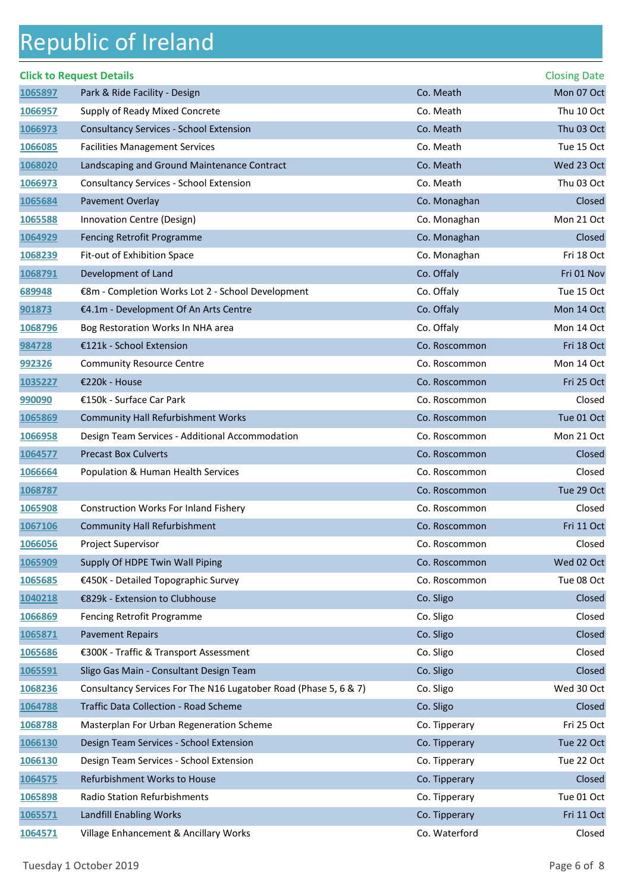# Republic of Ireland

| Click to Request Details | | | Closing Date |
|---|---|---|---|
| 1065897 | Park & Ride Facility - Design | Co. Meath | Mon 07 Oct |
| 1066957 | Supply of Ready Mixed Concrete | Co. Meath | Thu 10 Oct |
| 1066973 | Consultancy Services - School Extension | Co. Meath | Thu 03 Oct |
| 1066085 | Facilities Management Services | Co. Meath | Tue 15 Oct |
| 1068020 | Landscaping and Ground Maintenance Contract | Co. Meath | Wed 23 Oct |
| 1066973 | Consultancy Services - School Extension | Co. Meath | Thu 03 Oct |
| 1065684 | Pavement Overlay | Co. Monaghan | Closed |
| 1065588 | Innovation Centre (Design) | Co. Monaghan | Mon 21 Oct |
| 1064929 | Fencing Retrofit Programme | Co. Monaghan | Closed |
| 1068239 | Fit-out of Exhibition Space | Co. Monaghan | Fri 18 Oct |
| 1068791 | Development of Land | Co. Offaly | Fri 01 Nov |
| 689948 | €8m - Completion Works Lot 2 - School Development | Co. Offaly | Tue 15 Oct |
| 901873 | €4.1m - Development Of An Arts Centre | Co. Offaly | Mon 14 Oct |
| 1068796 | Bog Restoration Works In NHA area | Co. Offaly | Mon 14 Oct |
| 984728 | €121k - School Extension | Co. Roscommon | Fri 18 Oct |
| 992326 | Community Resource Centre | Co. Roscommon | Mon 14 Oct |
| 1035227 | €220k - House | Co. Roscommon | Fri 25 Oct |
| 990090 | €150k - Surface Car Park | Co. Roscommon | Closed |
| 1065869 | Community Hall Refurbishment Works | Co. Roscommon | Tue 01 Oct |
| 1066958 | Design Team Services - Additional Accommodation | Co. Roscommon | Mon 21 Oct |
| 1064577 | Precast Box Culverts | Co. Roscommon | Closed |
| 1066664 | Population & Human Health Services | Co. Roscommon | Closed |
| 1068787 | | Co. Roscommon | Tue 29 Oct |
| 1065908 | Construction Works For Inland Fishery | Co. Roscommon | Closed |
| 1067106 | Community Hall Refurbishment | Co. Roscommon | Fri 11 Oct |
| 1066056 | Project Supervisor | Co. Roscommon | Closed |
| 1065909 | Supply Of HDPE Twin Wall Piping | Co. Roscommon | Wed 02 Oct |
| 1065685 | €450K - Detailed Topographic Survey | Co. Roscommon | Tue 08 Oct |
| 1040218 | €829k - Extension to Clubhouse | Co. Sligo | Closed |
| 1066869 | Fencing Retrofit Programme | Co. Sligo | Closed |
| 1065871 | Pavement Repairs | Co. Sligo | Closed |
| 1065686 | €300K - Traffic & Transport Assessment | Co. Sligo | Closed |
| 1065591 | Sligo Gas Main - Consultant Design Team | Co. Sligo | Closed |
| 1068236 | Consultancy Services For The N16 Lugatober Road (Phase 5, 6 & 7) | Co. Sligo | Wed 30 Oct |
| 1064788 | Traffic Data Collection - Road Scheme | Co. Sligo | Closed |
| 1068788 | Masterplan For Urban Regeneration Scheme | Co. Tipperary | Fri 25 Oct |
| 1066130 | Design Team Services - School Extension | Co. Tipperary | Tue 22 Oct |
| 1066130 | Design Team Services - School Extension | Co. Tipperary | Tue 22 Oct |
| 1064575 | Refurbishment Works to House | Co. Tipperary | Closed |
| 1065898 | Radio Station Refurbishments | Co. Tipperary | Tue 01 Oct |
| 1065571 | Landfill Enabling Works | Co. Tipperary | Fri 11 Oct |
| 1064571 | Village Enhancement & Ancillary Works | Co. Waterford | Closed |

Tuesday 1 October 2019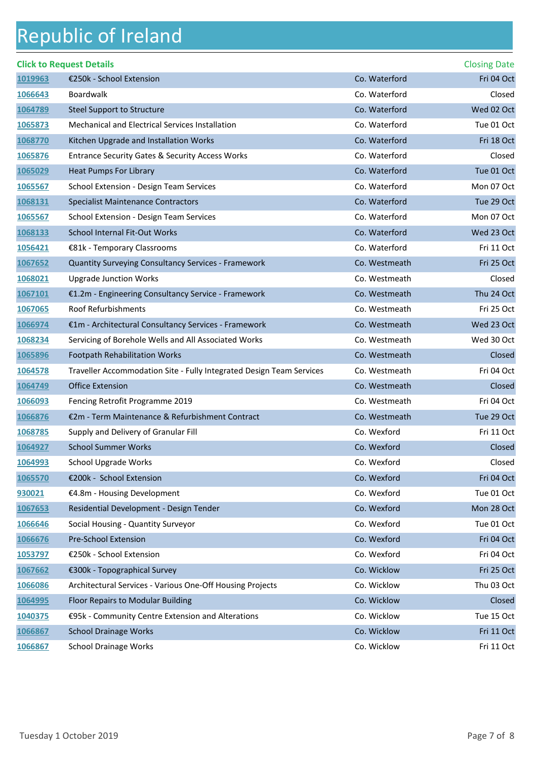# Republic of Ireland

| Click to Request Details | | | Closing Date |
|---|---|---|---|
| 1019963 | €250k - School Extension | Co. Waterford | Fri 04 Oct |
| 1066643 | Boardwalk | Co. Waterford | Closed |
| 1064789 | Steel Support to Structure | Co. Waterford | Wed 02 Oct |
| 1065873 | Mechanical and Electrical Services Installation | Co. Waterford | Tue 01 Oct |
| 1068770 | Kitchen Upgrade and Installation Works | Co. Waterford | Fri 18 Oct |
| 1065876 | Entrance Security Gates & Security Access Works | Co. Waterford | Closed |
| 1065029 | Heat Pumps For Library | Co. Waterford | Tue 01 Oct |
| 1065567 | School Extension - Design Team Services | Co. Waterford | Mon 07 Oct |
| 1068131 | Specialist Maintenance Contractors | Co. Waterford | Tue 29 Oct |
| 1065567 | School Extension - Design Team Services | Co. Waterford | Mon 07 Oct |
| 1068133 | School Internal Fit-Out Works | Co. Waterford | Wed 23 Oct |
| 1056421 | €81k - Temporary Classrooms | Co. Waterford | Fri 11 Oct |
| 1067652 | Quantity Surveying Consultancy Services - Framework | Co. Westmeath | Fri 25 Oct |
| 1068021 | Upgrade Junction Works | Co. Westmeath | Closed |
| 1067101 | €1.2m - Engineering Consultancy Service - Framework | Co. Westmeath | Thu 24 Oct |
| 1067065 | Roof Refurbishments | Co. Westmeath | Fri 25 Oct |
| 1066974 | €1m - Architectural Consultancy Services - Framework | Co. Westmeath | Wed 23 Oct |
| 1068234 | Servicing of Borehole Wells and All Associated Works | Co. Westmeath | Wed 30 Oct |
| 1065896 | Footpath Rehabilitation Works | Co. Westmeath | Closed |
| 1064578 | Traveller Accommodation Site - Fully Integrated Design Team Services | Co. Westmeath | Fri 04 Oct |
| 1064749 | Office Extension | Co. Westmeath | Closed |
| 1066093 | Fencing Retrofit Programme 2019 | Co. Westmeath | Fri 04 Oct |
| 1066876 | €2m - Term Maintenance & Refurbishment Contract | Co. Westmeath | Tue 29 Oct |
| 1068785 | Supply and Delivery of Granular Fill | Co. Wexford | Fri 11 Oct |
| 1064927 | School Summer Works | Co. Wexford | Closed |
| 1064993 | School Upgrade Works | Co. Wexford | Closed |
| 1065570 | €200k - School Extension | Co. Wexford | Fri 04 Oct |
| 930021 | €4.8m - Housing Development | Co. Wexford | Tue 01 Oct |
| 1067653 | Residential Development - Design Tender | Co. Wexford | Mon 28 Oct |
| 1066646 | Social Housing - Quantity Surveyor | Co. Wexford | Tue 01 Oct |
| 1066676 | Pre-School Extension | Co. Wexford | Fri 04 Oct |
| 1053797 | €250k - School Extension | Co. Wexford | Fri 04 Oct |
| 1067662 | €300k - Topographical Survey | Co. Wicklow | Fri 25 Oct |
| 1066086 | Architectural Services - Various One-Off Housing Projects | Co. Wicklow | Thu 03 Oct |
| 1064995 | Floor Repairs to Modular Building | Co. Wicklow | Closed |
| 1040375 | €95k - Community Centre Extension and Alterations | Co. Wicklow | Tue 15 Oct |
| 1066867 | School Drainage Works | Co. Wicklow | Fri 11 Oct |
| 1066867 | School Drainage Works | Co. Wicklow | Fri 11 Oct |

Tuesday 1 October 2019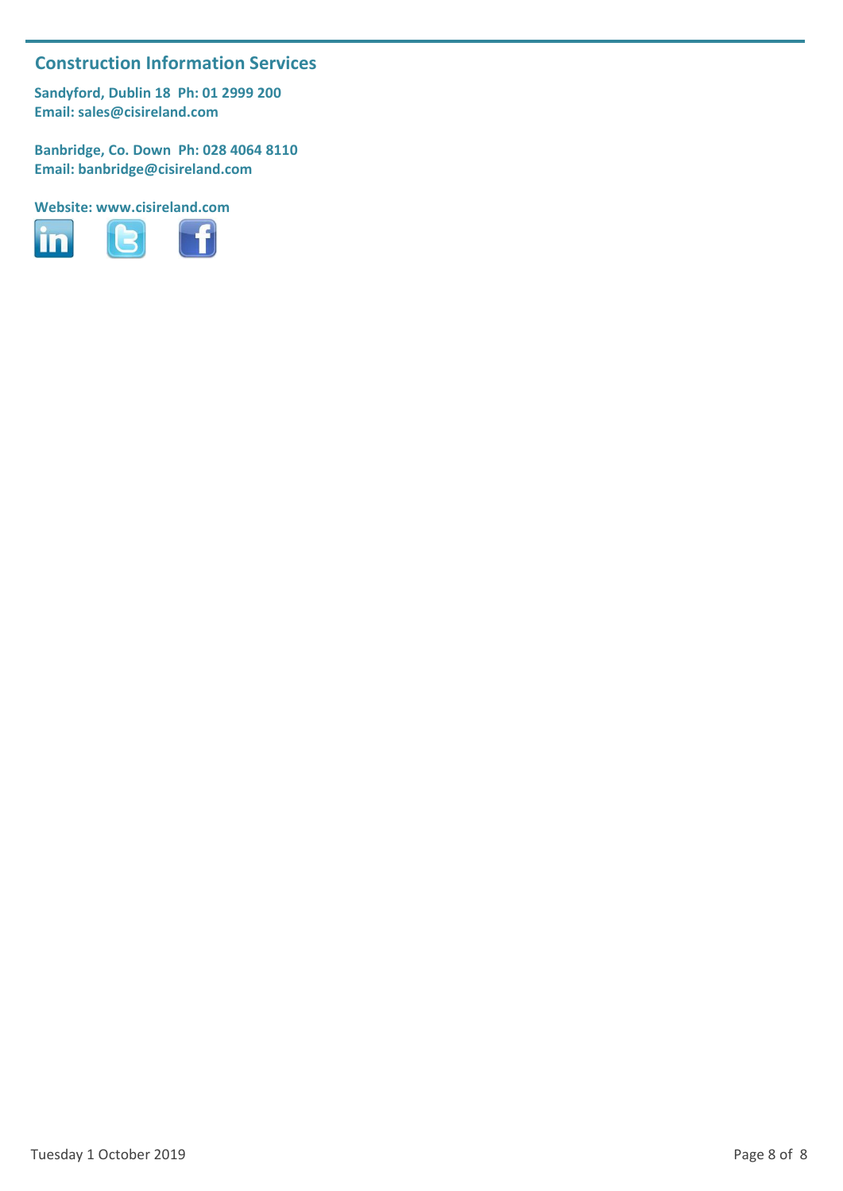## Construction Information Services

**Sandyford, Dublin 18  Ph: 01 2999 200**
**Email: sales@cisireland.com**

**Banbridge, Co. Down  Ph: 028 4064 8110**
**Email: banbridge@cisireland.com**

**Website: www.cisireland.com**

Tuesday 1 October 2019